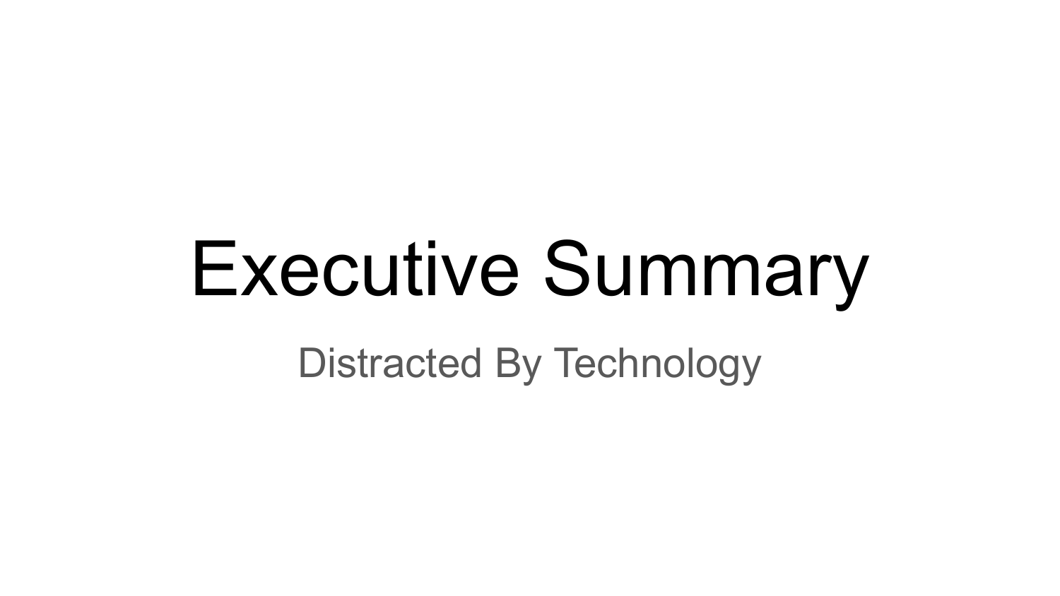# Executive Summary

Distracted By Technology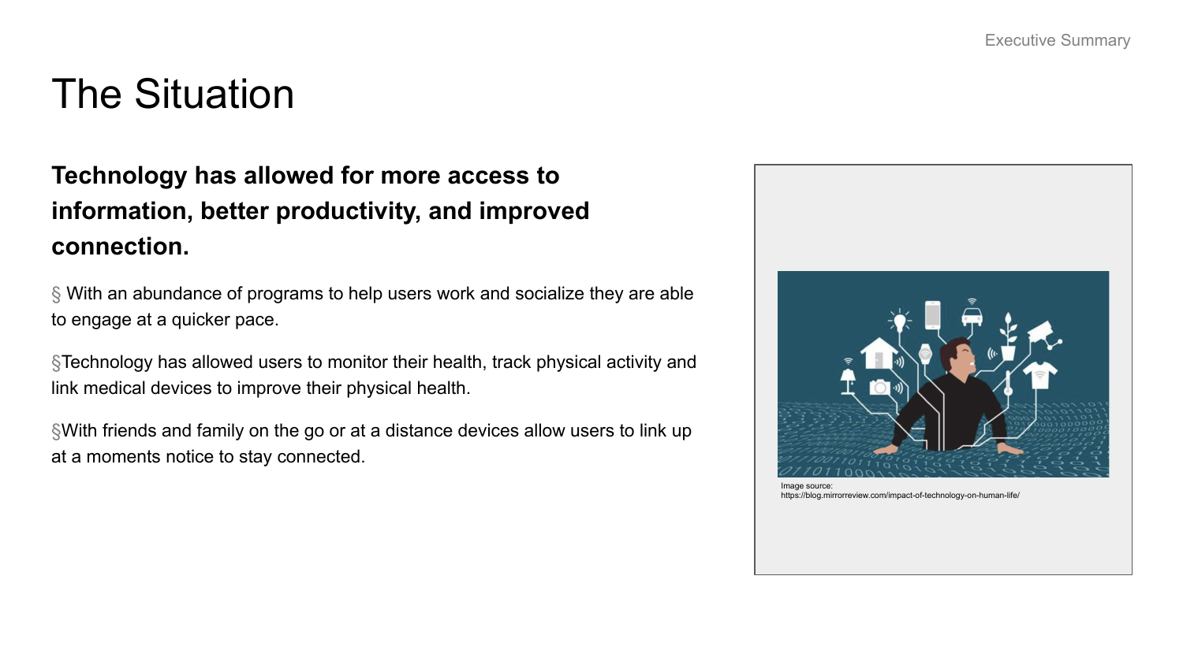# The Situation

**Technology has allowed for more access to information, better productivity, and improved connection.**

§ With an abundance of programs to help users work and socialize they are able to engage at a quicker pace.

§Technology has allowed users to monitor their health, track physical activity and link medical devices to improve their physical health.

§With friends and family on the go or at a distance devices allow users to link up at a moments notice to stay connected.

Image source:
https://blog.mirrorreview.com/impact-of-technology-on-human-life/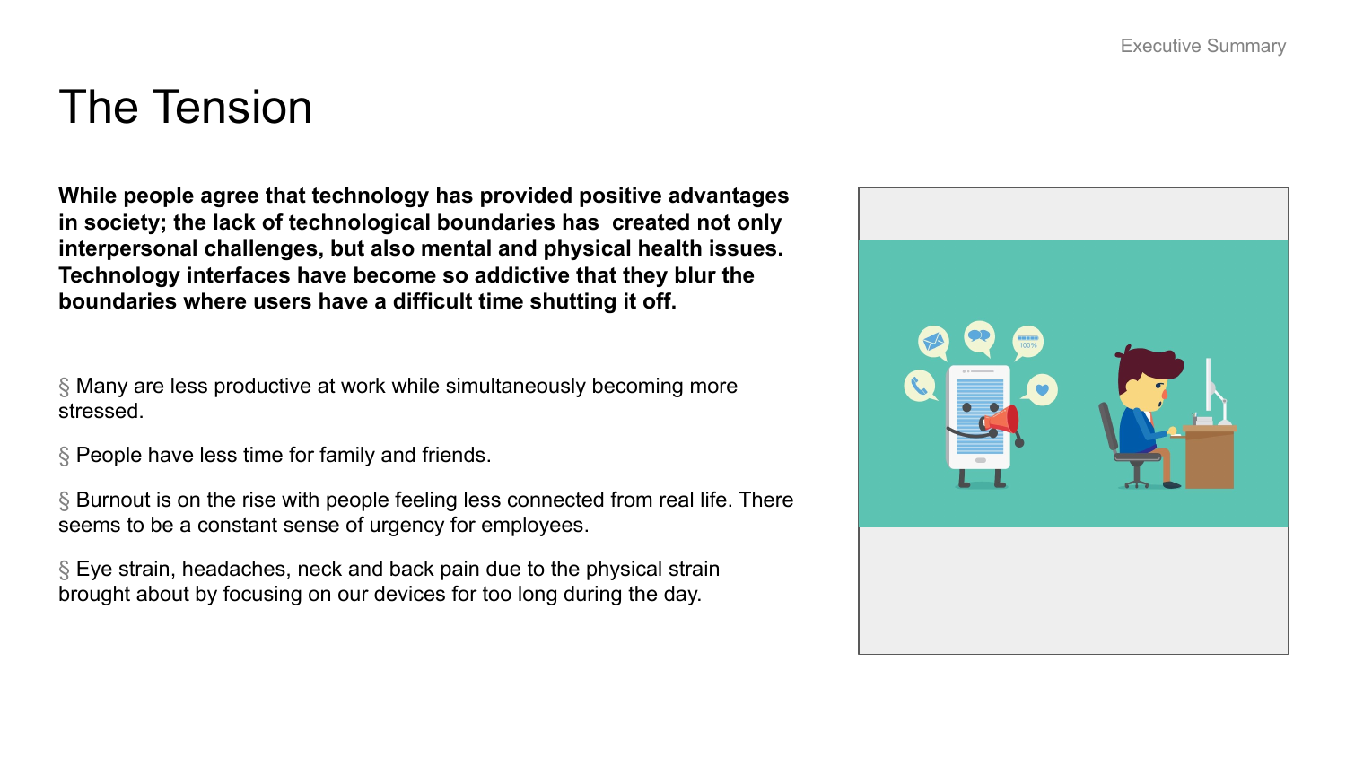# The Tension

**While people agree that technology has provided positive advantages in society; the lack of technological boundaries has  created not only interpersonal challenges, but also mental and physical health issues. Technology interfaces have become so addictive that they blur the boundaries where users have a difficult time shutting it off.**

§ Many are less productive at work while simultaneously becoming more stressed.

§ People have less time for family and friends.

§ Burnout is on the rise with people feeling less connected from real life. There seems to be a constant sense of urgency for employees.

§ Eye strain, headaches, neck and back pain due to the physical strain brought about by focusing on our devices for too long during the day.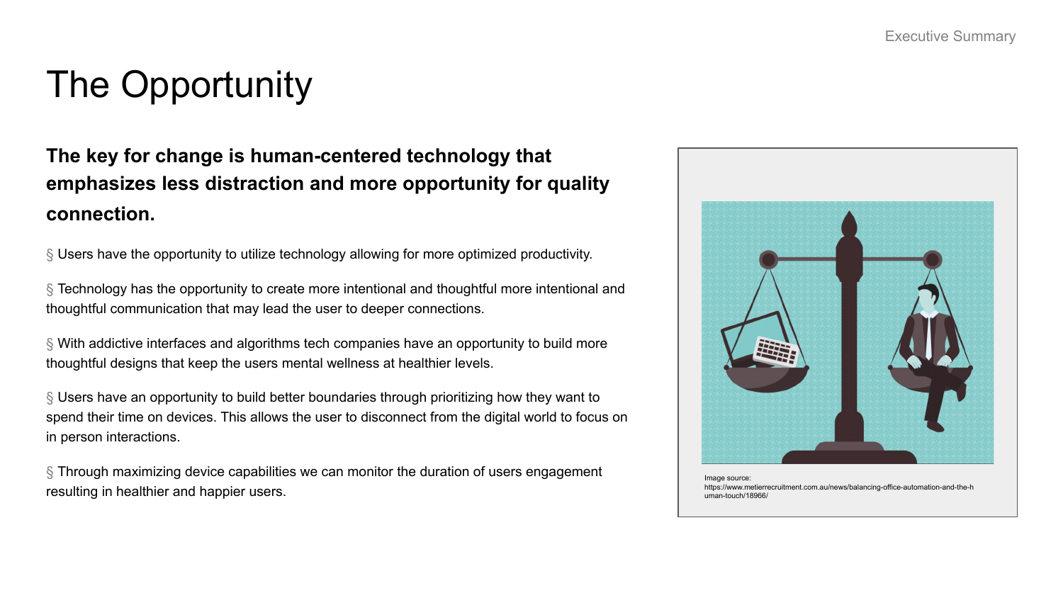# The Opportunity

**The key for change is human-centered technology that emphasizes less distraction and more opportunity for quality connection.**

§ Users have the opportunity to utilize technology allowing for more optimized productivity.

§ Technology has the opportunity to create more intentional and thoughtful more intentional and thoughtful communication that may lead the user to deeper connections.

§ With addictive interfaces and algorithms tech companies have an opportunity to build more thoughtful designs that keep the users mental wellness at healthier levels.

§ Users have an opportunity to build better boundaries through prioritizing how they want to spend their time on devices. This allows the user to disconnect from the digital world to focus on in person interactions.

§ Through maximizing device capabilities we can monitor the duration of users engagement resulting in healthier and happier users.

Image source: https://www.metierrecruitment.com.au/news/balancing-office-automation-and-the-human-touch/18966/